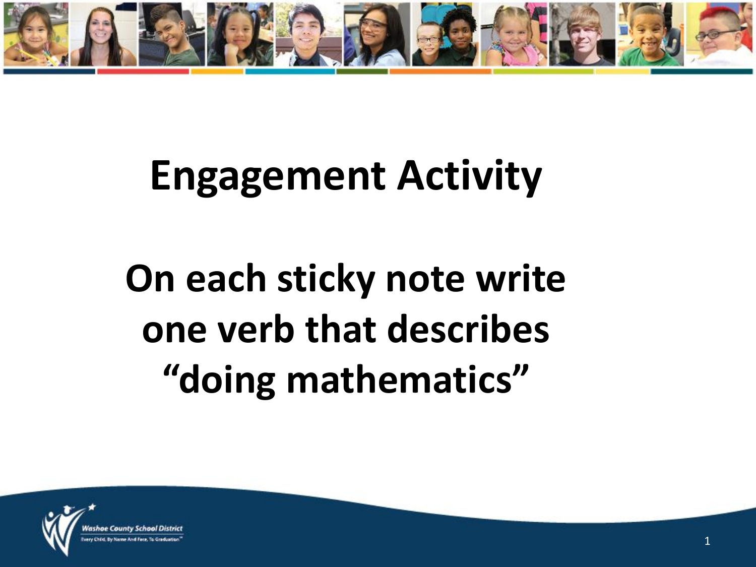# Engagement Activity

## On each sticky note write one verb that describes "doing mathematics"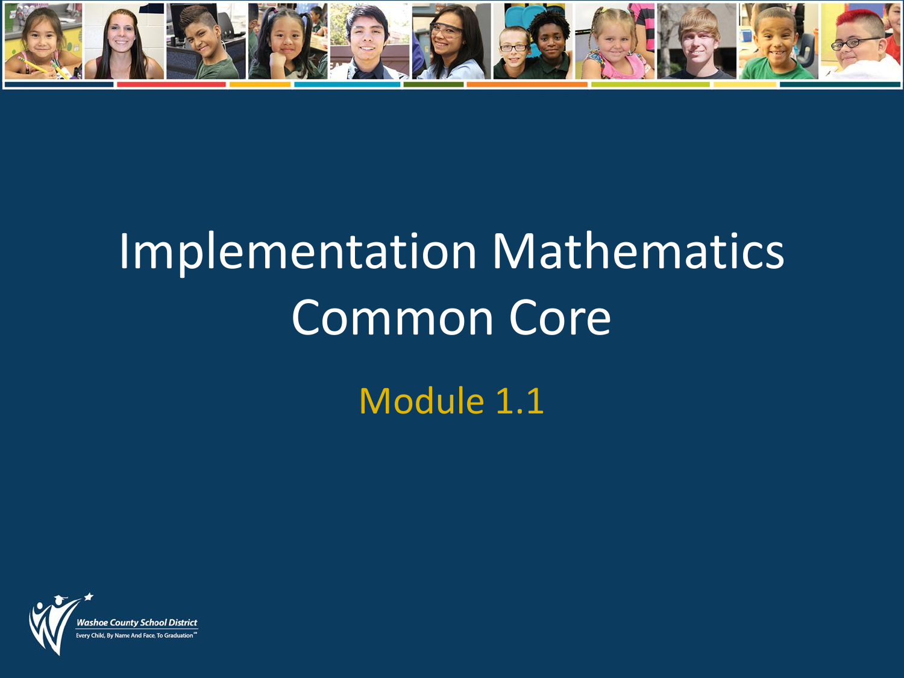# Implementation Mathematics Common Core

## Module 1.1

Washoe County School District

Every Child, By Name And Face, To Graduation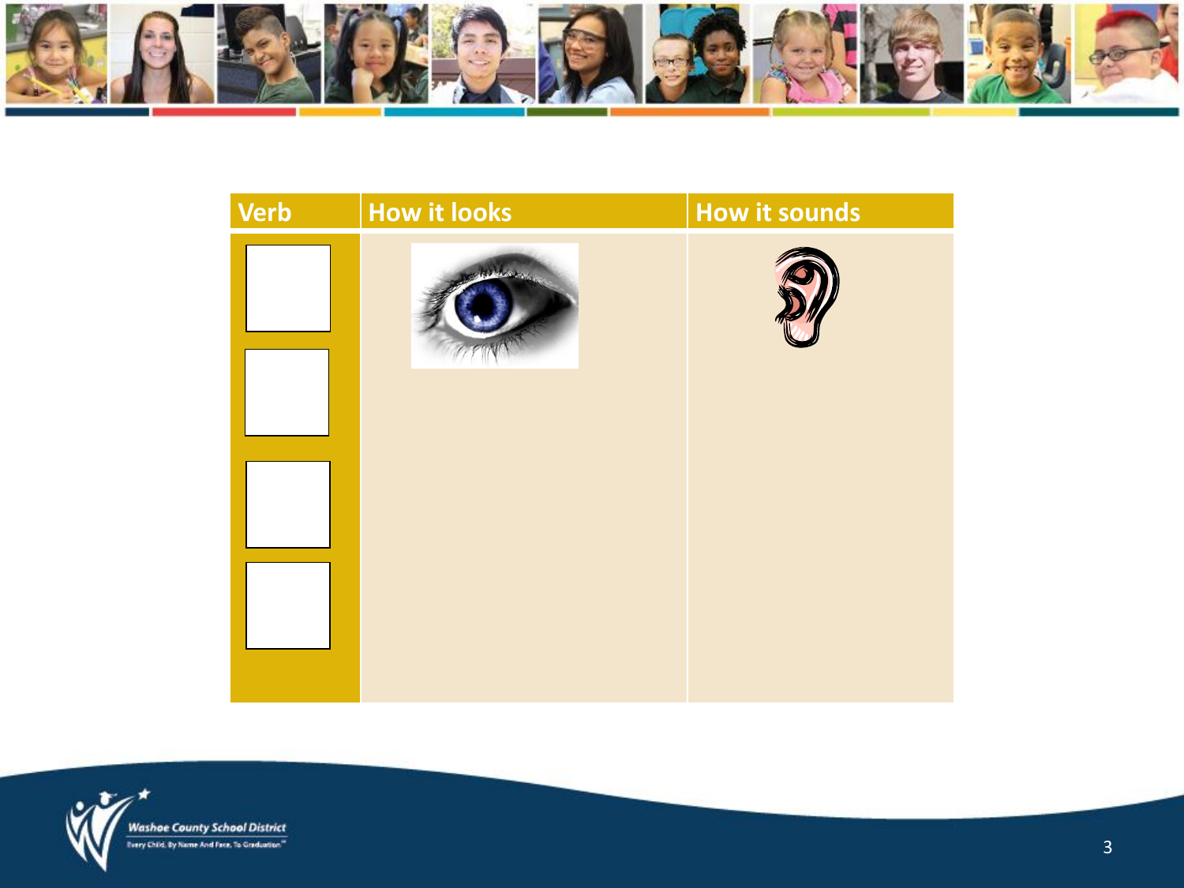| Verb | How it looks | How it sounds |
| --- | --- | --- |
| | | |
| | | |
| | | |
| | | |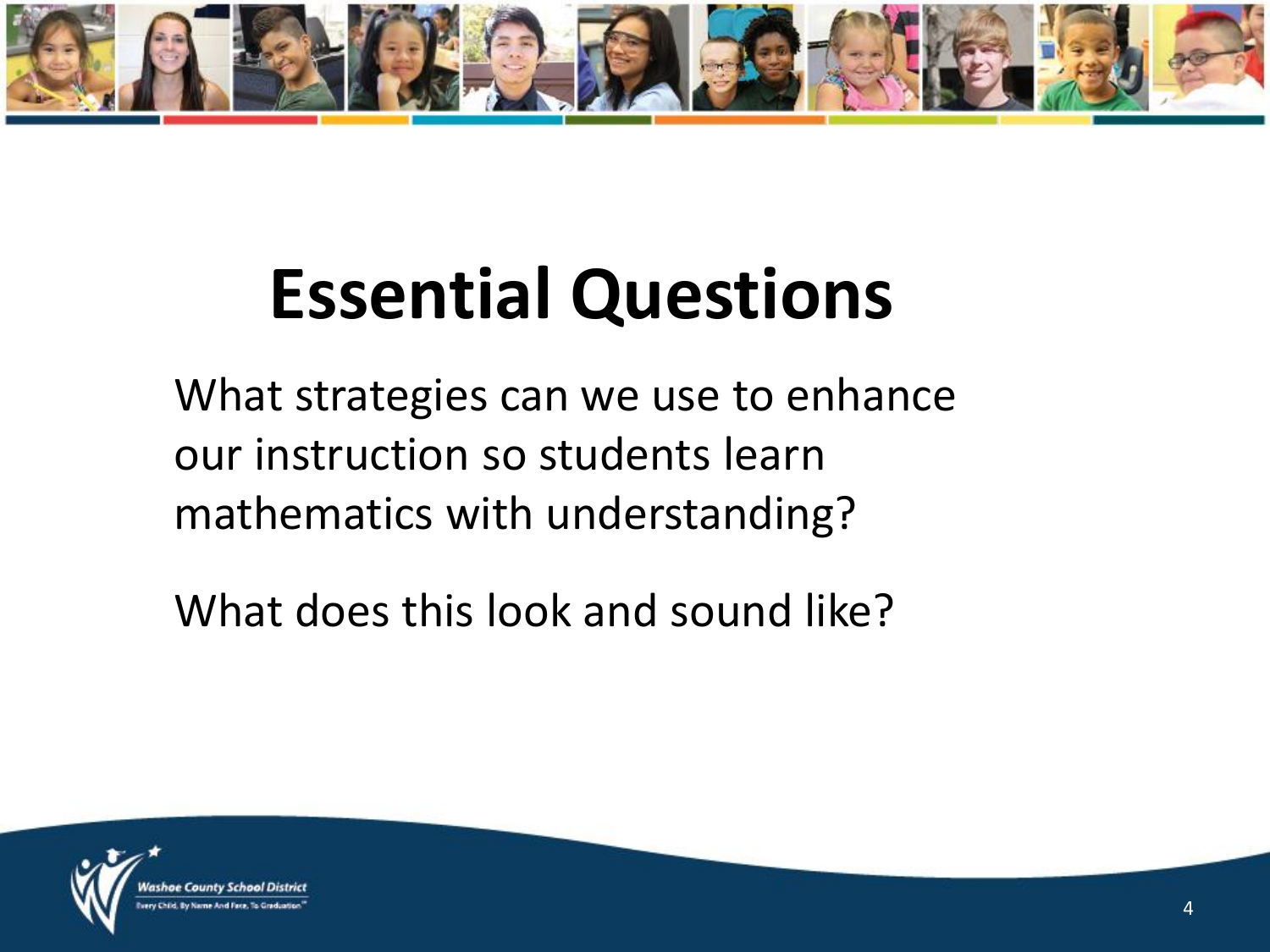# Essential Questions

What strategies can we use to enhance our instruction so students learn mathematics with understanding?

What does this look and sound like?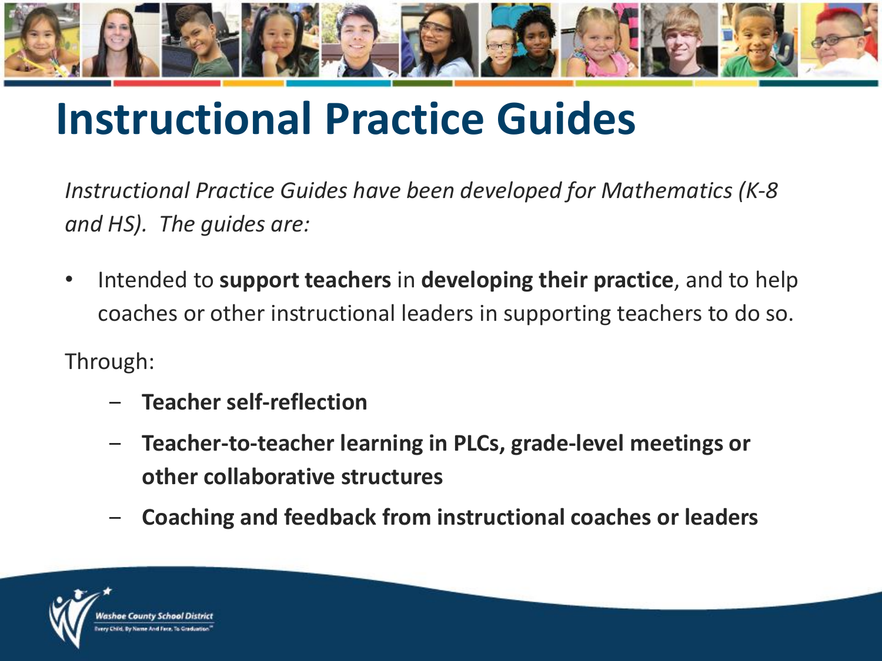# Instructional Practice Guides

*Instructional Practice Guides have been developed for Mathematics (K-8 and HS). The guides are:*

- Intended to **support teachers** in **developing their practice**, and to help coaches or other instructional leaders in supporting teachers to do so.

Through:

- **Teacher self-reflection**
- **Teacher-to-teacher learning in PLCs, grade-level meetings or other collaborative structures**
- **Coaching and feedback from instructional coaches or leaders**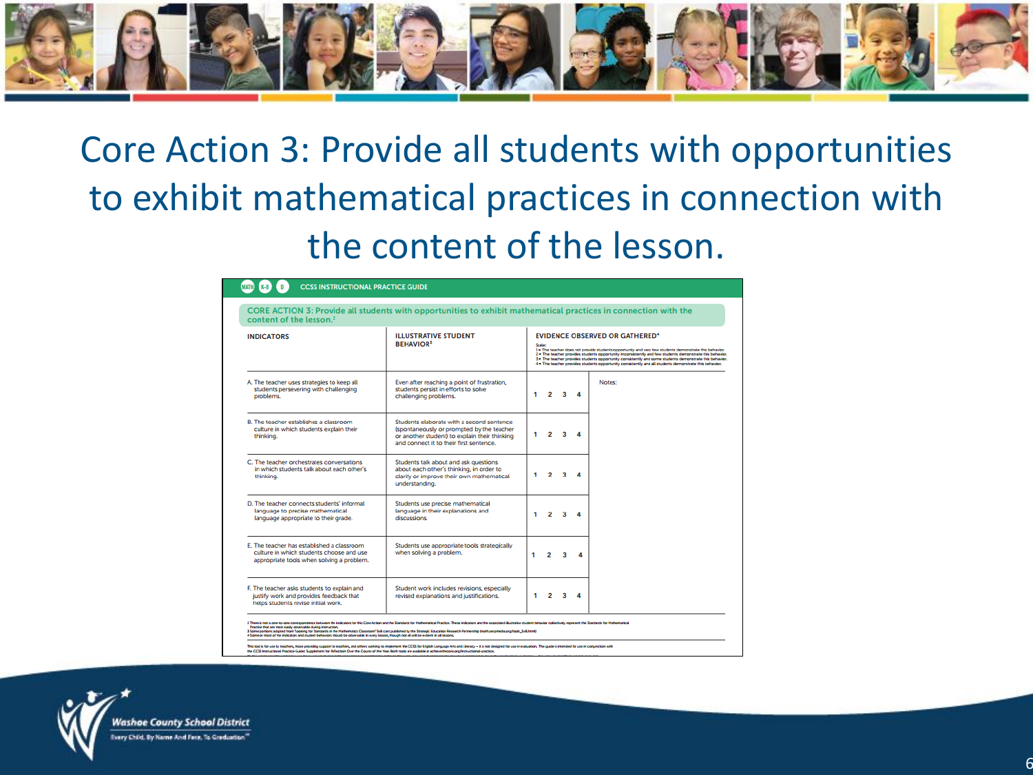# Core Action 3: Provide all students with opportunities to exhibit mathematical practices in connection with the content of the lesson.

MATH K-8 D CCSS INSTRUCTIONAL PRACTICE GUIDE

**CORE ACTION 3: Provide all students with opportunities to exhibit mathematical practices in connection with the content of the lesson.**[2]

| INDICATORS | ILLUSTRATIVE STUDENT BEHAVIOR[3] | EVIDENCE OBSERVED OR GATHERED[4] | |
|---|---|---|---|
| | | Scale: 1 = The teacher does not provide students opportunity and very few students demonstrate this behavior. 2 = The teacher provides students opportunity inconsistently and few students demonstrate this behavior. 3 = The teacher provides students opportunity consistently and some students demonstrate this behavior. 4 = The teacher provides students opportunity consistently and all students demonstrate this behavior. | |
| A. The teacher uses strategies to keep all students persevering with challenging problems. | Even after reaching a point of frustration, students persist in efforts to solve challenging problems. | 1 2 3 4 | Notes: |
| B. The teacher establishes a classroom culture in which students explain their thinking. | Students elaborate with a second sentence (spontaneously or prompted by the teacher or another student) to explain their thinking and connect it to their first sentence. | 1 2 3 4 | |
| C. The teacher orchestrates conversations in which students talk about each other's thinking. | Students talk about and ask questions about each other's thinking, in order to clarify or improve their own mathematical understanding. | 1 2 3 4 | |
| D. The teacher connects students' informal language to precise mathematical language appropriate to their grade. | Students use precise mathematical language in their explanations and discussions. | 1 2 3 4 | |
| E. The teacher has established a classroom culture in which students choose and use appropriate tools when solving a problem. | Students use appropriate tools strategically when solving a problem. | 1 2 3 4 | |
| F. The teacher asks students to explain and justify work and provides feedback that helps students revise initial work. | Student work includes revisions, especially revised explanations and justifications. | 1 2 3 4 | |

2 There is not a one-to-one correspondence between the indicators for this Core Action and the Standards for Mathematical Practice. These indicators and the associated illustrative student behavior collectively represent the Standards for Mathematical Practice that are most easily observable during instruction.
3 Some portions adapted from "Looking for Standards in the Mathematics Classroom" 5x8 card published by the Strategic Education Research Partnership (math.serpmedia.org/tools_5x8.html).
4 Some or most of the indicator and student behaviors should be observable in every lesson, though not all will be evident in all lessons.

This tool is for use by teachers, those providing support to teachers, and others working to implement the CCSS for English Language Arts and Literacy – it is not designed for use in evaluation. The guide is intended for use in conjunction with the CCSS Instructional Practice Guide: Supplement for Reflection Over the Course of the Year. Both tools are available at achievethecore.org/instructional-practice.

Washoe County School District
Every Child, By Name And Face, To Graduation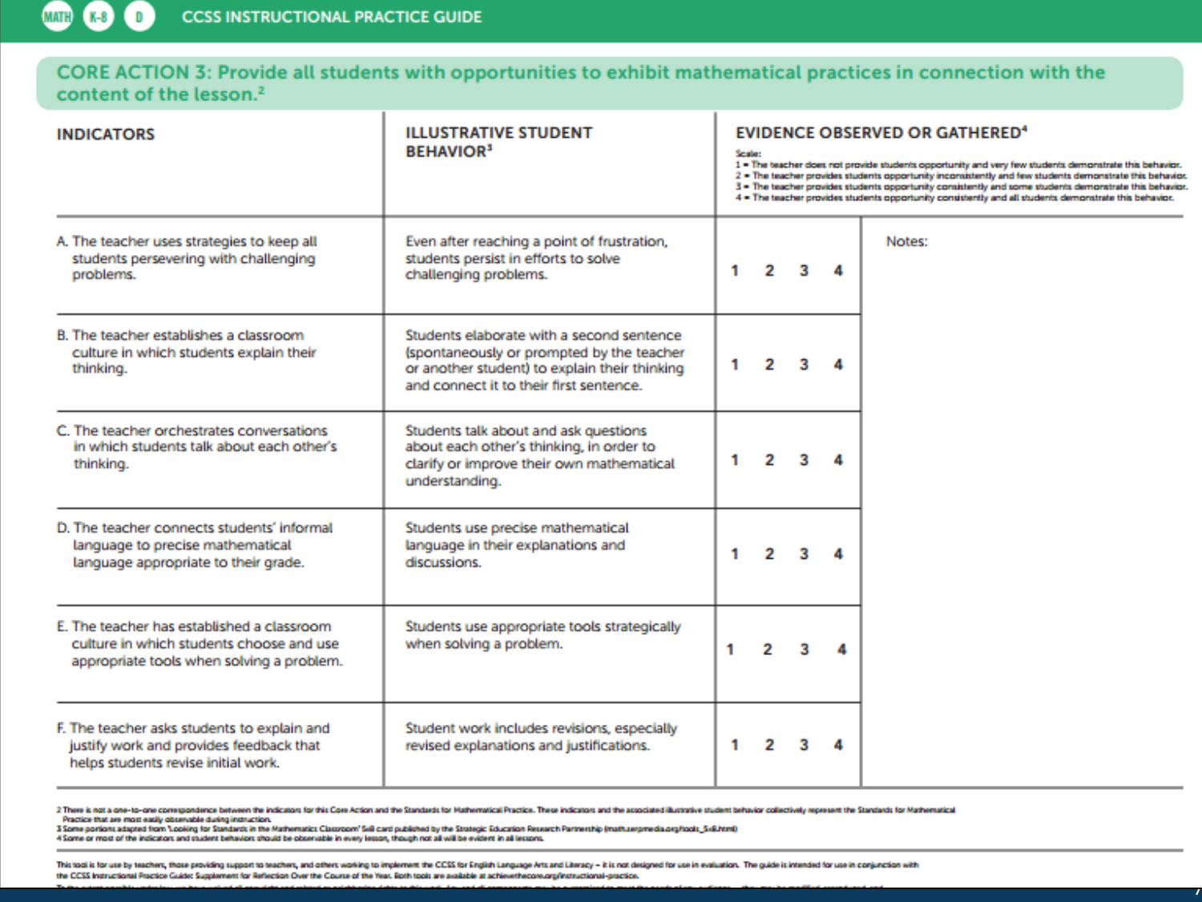## CORE ACTION 3: Provide all students with opportunities to exhibit mathematical practices in connection with the content of the lesson.[2]

| INDICATORS | ILLUSTRATIVE STUDENT BEHAVIOR[3] | EVIDENCE OBSERVED OR GATHERED[4]<br>Scale:<br>1 = The teacher does not provide students opportunity and very few students demonstrate this behavior.<br>2 = The teacher provides students opportunity inconsistently and few students demonstrate this behavior.<br>3 = The teacher provides students opportunity consistently and some students demonstrate this behavior.<br>4 = The teacher provides students opportunity consistently and all students demonstrate this behavior. | |
|---|---|---|---|
| A. The teacher uses strategies to keep all students persevering with challenging problems. | Even after reaching a point of frustration, students persist in efforts to solve challenging problems. | 1 2 3 4 | Notes: |
| B. The teacher establishes a classroom culture in which students explain their thinking. | Students elaborate with a second sentence (spontaneously or prompted by the teacher or another student) to explain their thinking and connect it to their first sentence. | 1 2 3 4 | |
| C. The teacher orchestrates conversations in which students talk about each other's thinking. | Students talk about and ask questions about each other's thinking, in order to clarify or improve their own mathematical understanding. | 1 2 3 4 | |
| D. The teacher connects students' informal language to precise mathematical language appropriate to their grade. | Students use precise mathematical language in their explanations and discussions. | 1 2 3 4 | |
| E. The teacher has established a classroom culture in which students choose and use appropriate tools when solving a problem. | Students use appropriate tools strategically when solving a problem. | 1 2 3 4 | |
| F. The teacher asks students to explain and justify work and provides feedback that helps students revise initial work. | Student work includes revisions, especially revised explanations and justifications. | 1 2 3 4 | |

2 There is not a one-to-one correspondence between the indicators for this Core Action and the Standards for Mathematical Practice. These indicators and the associated illustrative student behavior collectively represent the Standards for Mathematical Practice that are most easily observable during instruction.
3 Some portions adapted from "Looking for Standards in the Mathematics Classroom" 5x8 card published by the Strategic Education Research Partnership (math.serpmedia.org/tools_5x8.html)
4 Some or most of the indicators and student behaviors should be observable in every lesson, though not all will be evident in all lessons.

This tool is for use by teachers, those providing support to teachers, and others working to implement the CCSS for English Language Arts and Literacy – it is not designed for use in evaluation. The guide is intended for use in conjunction with the CCSS Instructional Practice Guide: Supplement for Reflection Over the Course of the Year. Both tools are available at achievethecore.org/instructional-practice.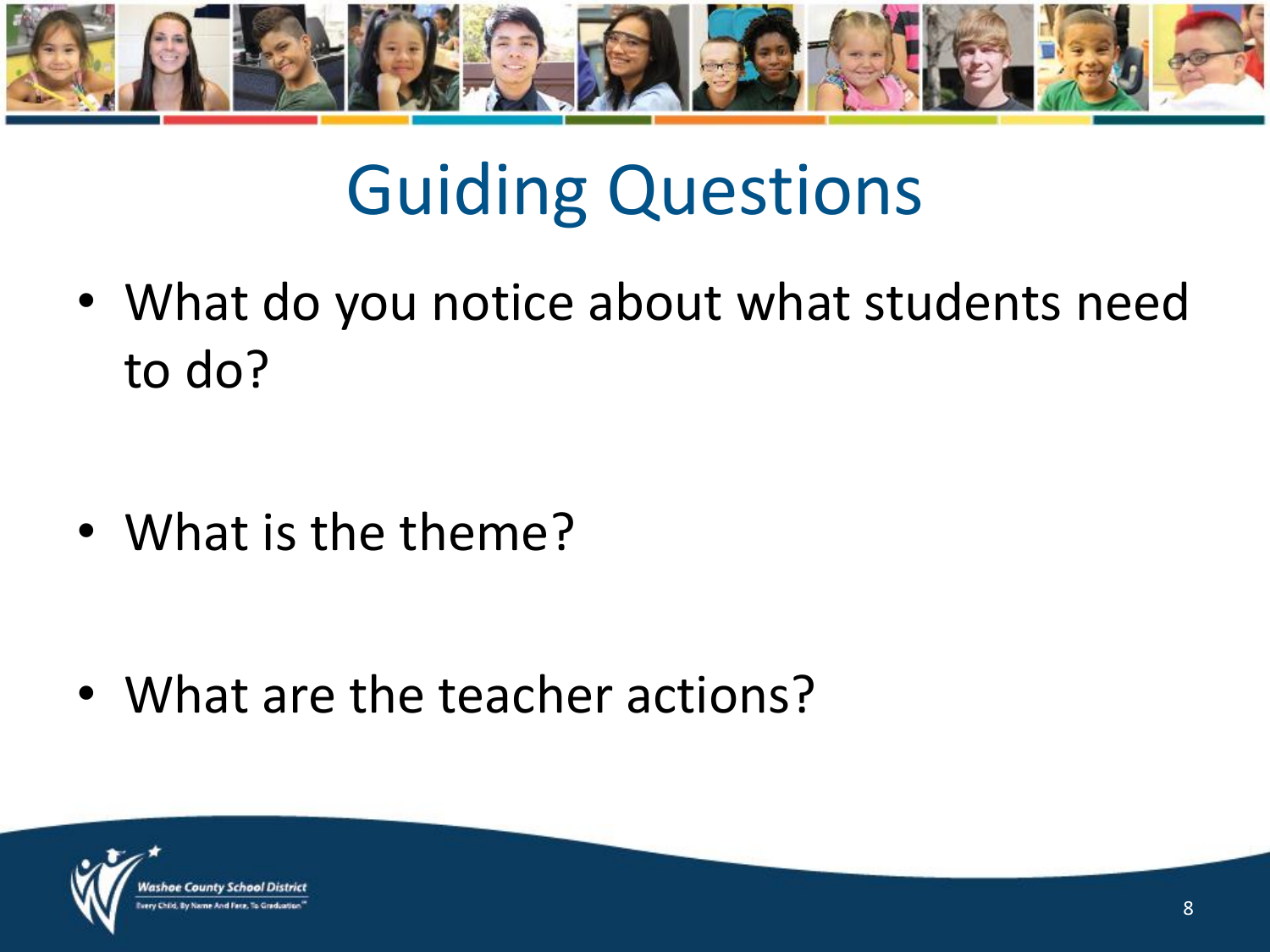# Guiding Questions

- What do you notice about what students need to do?
- What is the theme?
- What are the teacher actions?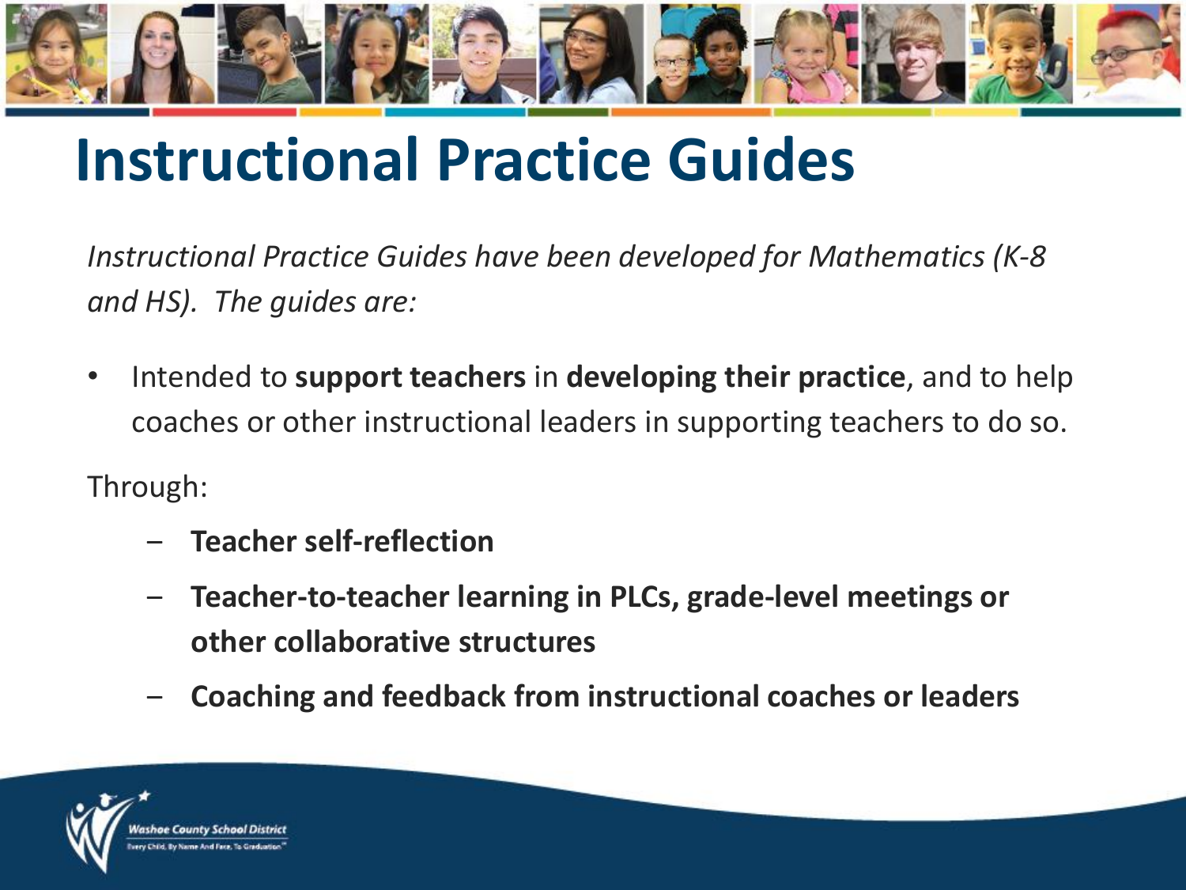# Instructional Practice Guides

*Instructional Practice Guides have been developed for Mathematics (K-8 and HS). The guides are:*

- Intended to **support teachers** in **developing their practice**, and to help coaches or other instructional leaders in supporting teachers to do so.

Through:

- **Teacher self-reflection**
- **Teacher-to-teacher learning in PLCs, grade-level meetings or other collaborative structures**
- **Coaching and feedback from instructional coaches or leaders**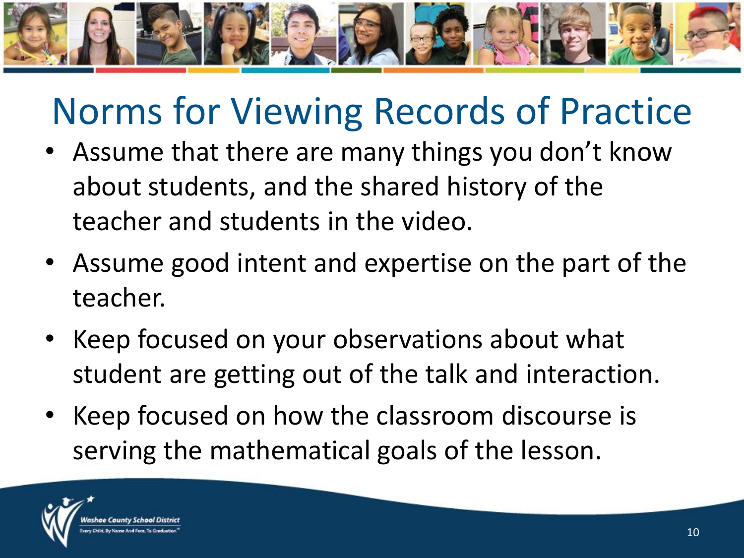# Norms for Viewing Records of Practice

- Assume that there are many things you don't know about students, and the shared history of the teacher and students in the video.
- Assume good intent and expertise on the part of the teacher.
- Keep focused on your observations about what student are getting out of the talk and interaction.
- Keep focused on how the classroom discourse is serving the mathematical goals of the lesson.

Washoe County School District
Every Child, By Name And Face, To Graduation™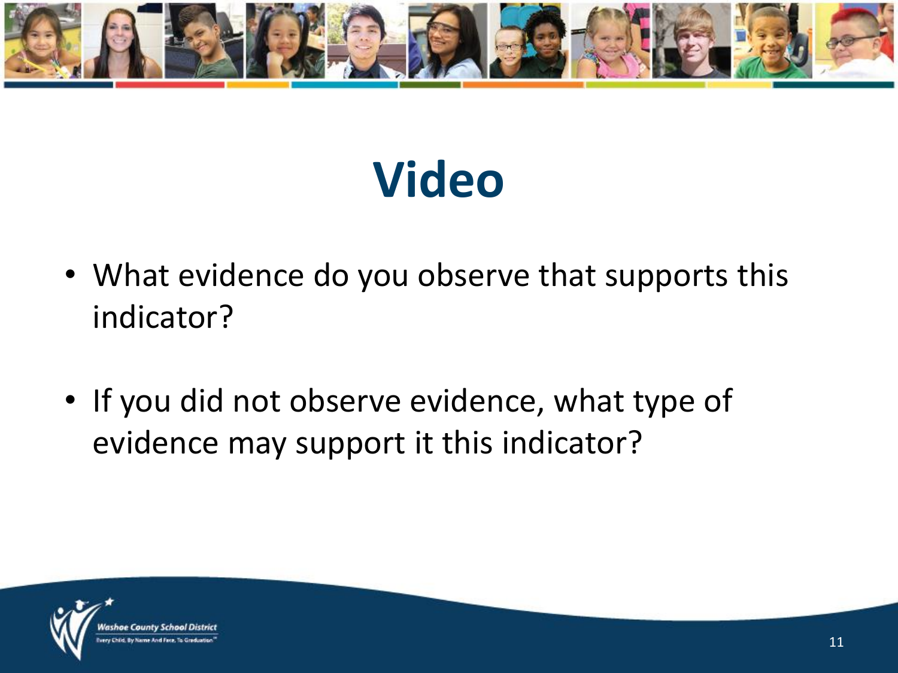# Video

- What evidence do you observe that supports this indicator?
- If you did not observe evidence, what type of evidence may support it this indicator?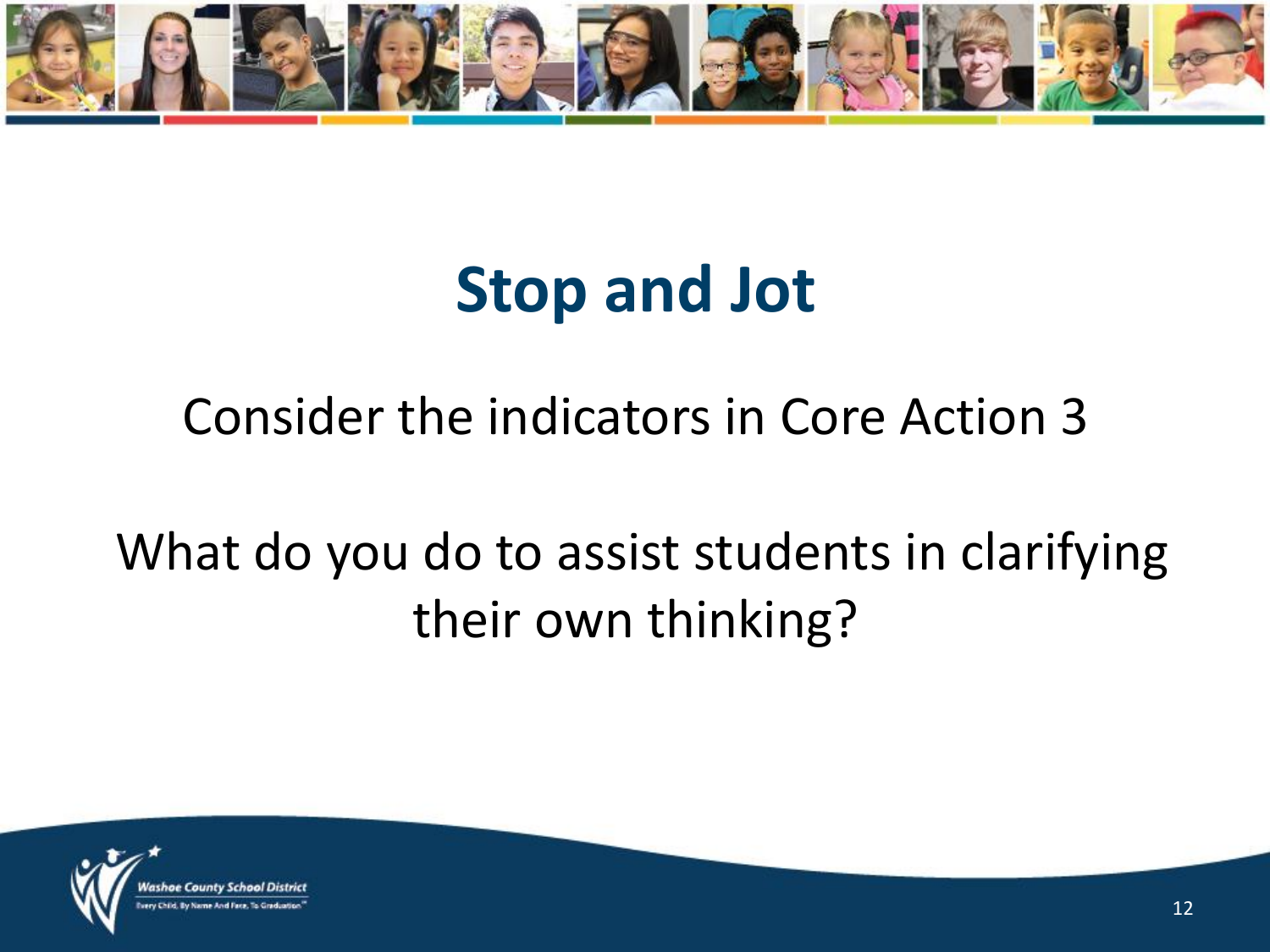# Stop and Jot

Consider the indicators in Core Action 3

What do you do to assist students in clarifying their own thinking?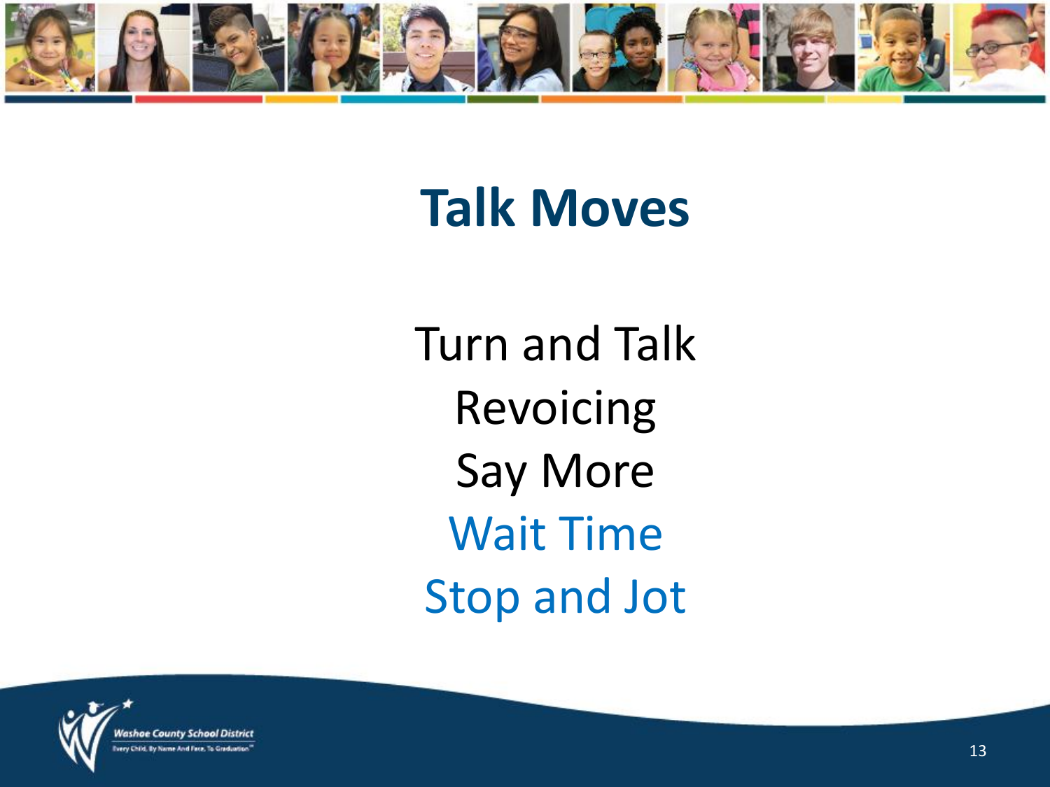# Talk Moves

Turn and Talk

Revoicing

Say More

Wait Time

Stop and Jot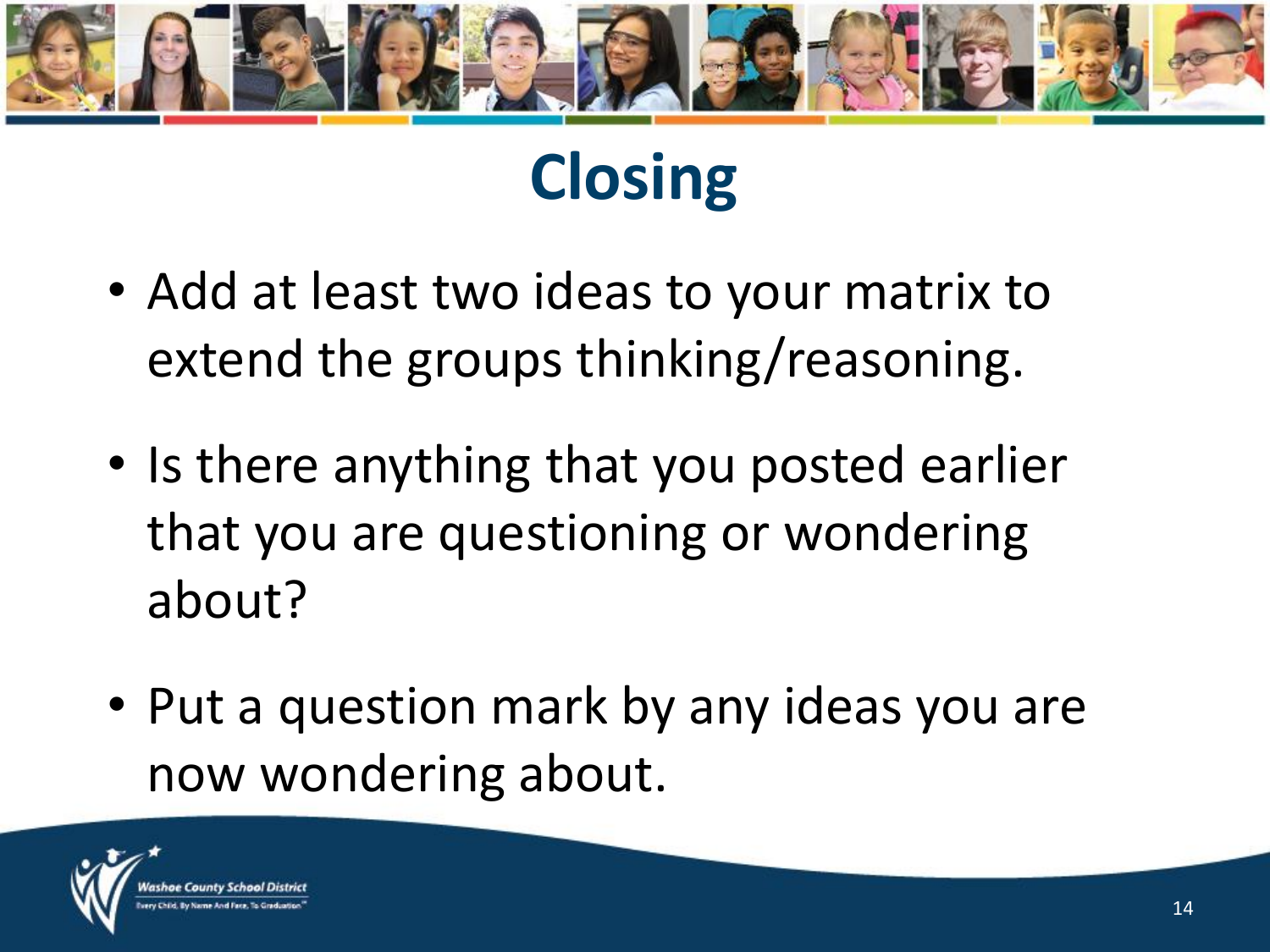# Closing

- Add at least two ideas to your matrix to extend the groups thinking/reasoning.
- Is there anything that you posted earlier that you are questioning or wondering about?
- Put a question mark by any ideas you are now wondering about.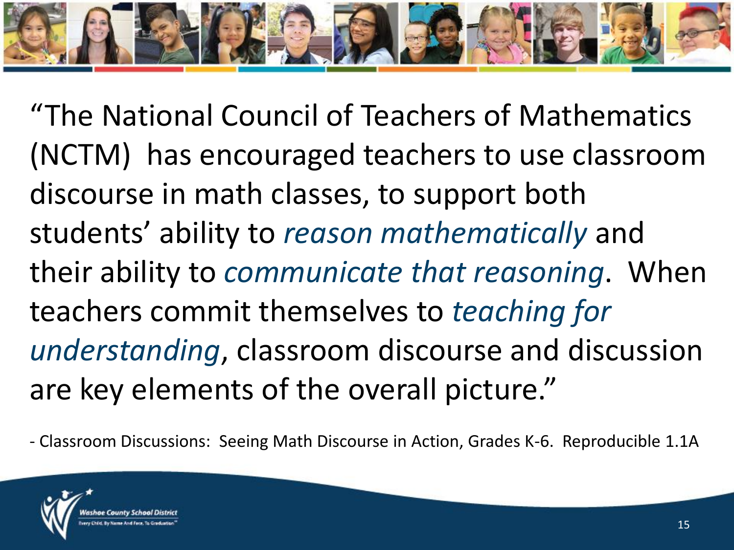"The National Council of Teachers of Mathematics (NCTM) has encouraged teachers to use classroom discourse in math classes, to support both students' ability to *reason mathematically* and their ability to *communicate that reasoning*. When teachers commit themselves to *teaching for understanding*, classroom discourse and discussion are key elements of the overall picture."

- Classroom Discussions: Seeing Math Discourse in Action, Grades K-6. Reproducible 1.1A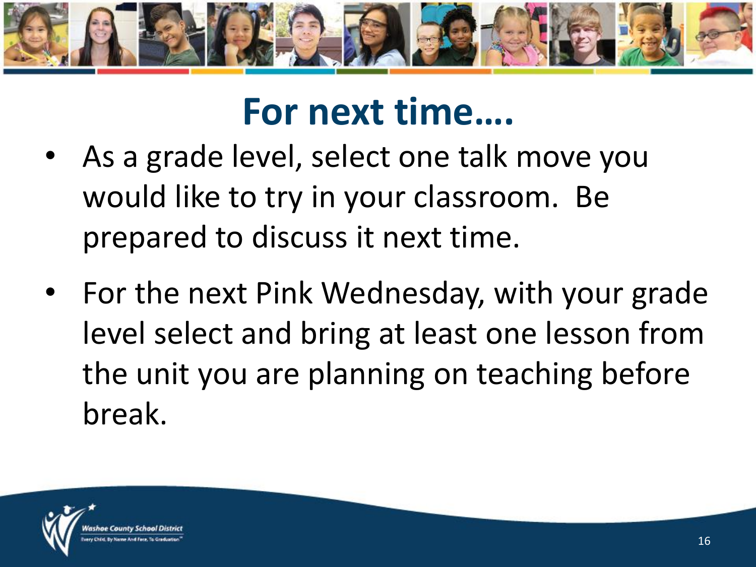# For next time….

- As a grade level, select one talk move you would like to try in your classroom. Be prepared to discuss it next time.
- For the next Pink Wednesday, with your grade level select and bring at least one lesson from the unit you are planning on teaching before break.